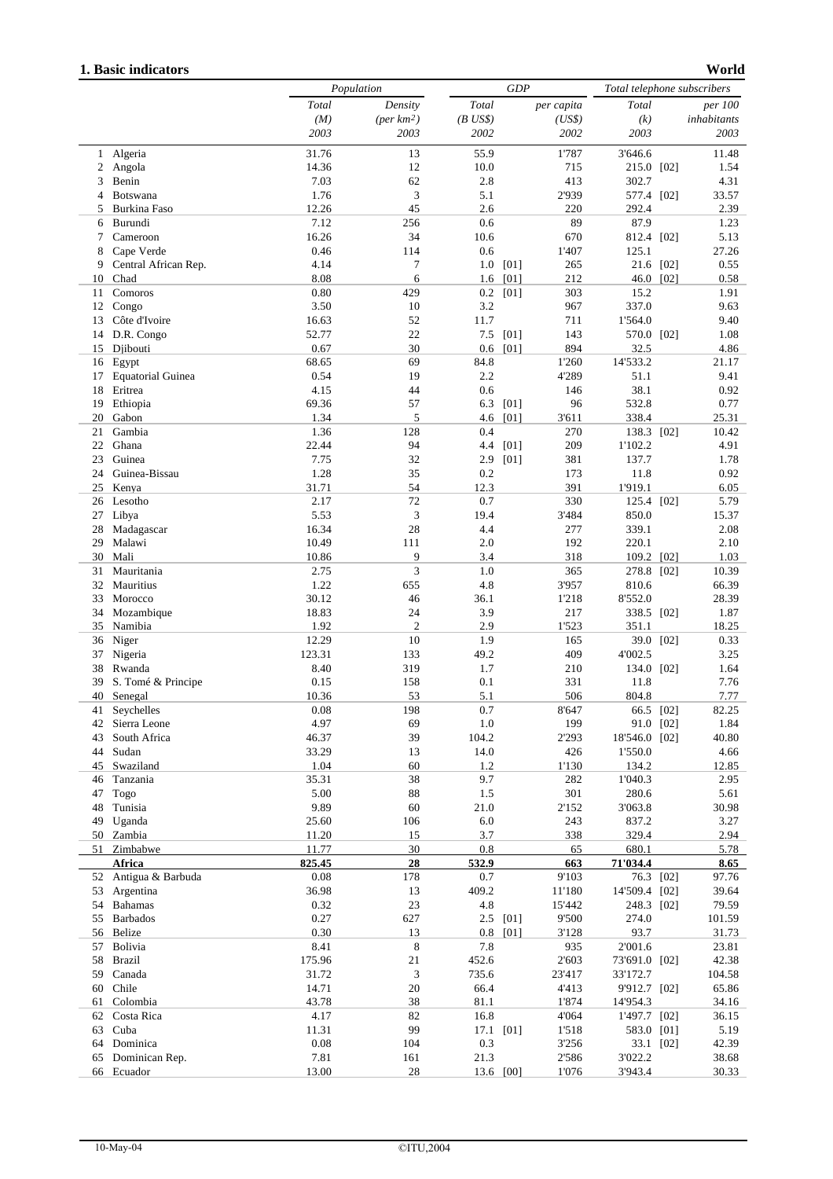## 1. Basic indicators

**World**

| | | Population | | GDP | | Total telephone subscribers | |
|---|---|---|---|---|---|---|---|
| | | *Total (M) 2003* | *Density (per km²) 2003* | *Total (B US$) 2002* | *per capita (US$) 2002* | *Total (k) 2003* | *per 100 inhabitants 2003* |
| 1 | Algeria | 31.76 | 13 | 55.9 | 1'787 | 3'646.6 | 11.48 |
| 2 | Angola | 14.36 | 12 | 10.0 | 715 | 215.0 [02] | 1.54 |
| 3 | Benin | 7.03 | 62 | 2.8 | 413 | 302.7 | 4.31 |
| 4 | Botswana | 1.76 | 3 | 5.1 | 2'939 | 577.4 [02] | 33.57 |
| 5 | Burkina Faso | 12.26 | 45 | 2.6 | 220 | 292.4 | 2.39 |
| 6 | Burundi | 7.12 | 256 | 0.6 | 89 | 87.9 | 1.23 |
| 7 | Cameroon | 16.26 | 34 | 10.6 | 670 | 812.4 [02] | 5.13 |
| 8 | Cape Verde | 0.46 | 114 | 0.6 | 1'407 | 125.1 | 27.26 |
| 9 | Central African Rep. | 4.14 | 7 | 1.0 [01] | 265 | 21.6 [02] | 0.55 |
| 10 | Chad | 8.08 | 6 | 1.6 [01] | 212 | 46.0 [02] | 0.58 |
| 11 | Comoros | 0.80 | 429 | 0.2 [01] | 303 | 15.2 | 1.91 |
| 12 | Congo | 3.50 | 10 | 3.2 | 967 | 337.0 | 9.63 |
| 13 | Côte d'Ivoire | 16.63 | 52 | 11.7 | 711 | 1'564.0 | 9.40 |
| 14 | D.R. Congo | 52.77 | 22 | 7.5 [01] | 143 | 570.0 [02] | 1.08 |
| 15 | Djibouti | 0.67 | 30 | 0.6 [01] | 894 | 32.5 | 4.86 |
| 16 | Egypt | 68.65 | 69 | 84.8 | 1'260 | 14'533.2 | 21.17 |
| 17 | Equatorial Guinea | 0.54 | 19 | 2.2 | 4'289 | 51.1 | 9.41 |
| 18 | Eritrea | 4.15 | 44 | 0.6 | 146 | 38.1 | 0.92 |
| 19 | Ethiopia | 69.36 | 57 | 6.3 [01] | 96 | 532.8 | 0.77 |
| 20 | Gabon | 1.34 | 5 | 4.6 [01] | 3'611 | 338.4 | 25.31 |
| 21 | Gambia | 1.36 | 128 | 0.4 | 270 | 138.3 [02] | 10.42 |
| 22 | Ghana | 22.44 | 94 | 4.4 [01] | 209 | 1'102.2 | 4.91 |
| 23 | Guinea | 7.75 | 32 | 2.9 [01] | 381 | 137.7 | 1.78 |
| 24 | Guinea-Bissau | 1.28 | 35 | 0.2 | 173 | 11.8 | 0.92 |
| 25 | Kenya | 31.71 | 54 | 12.3 | 391 | 1'919.1 | 6.05 |
| 26 | Lesotho | 2.17 | 72 | 0.7 | 330 | 125.4 [02] | 5.79 |
| 27 | Libya | 5.53 | 3 | 19.4 | 3'484 | 850.0 | 15.37 |
| 28 | Madagascar | 16.34 | 28 | 4.4 | 277 | 339.1 | 2.08 |
| 29 | Malawi | 10.49 | 111 | 2.0 | 192 | 220.1 | 2.10 |
| 30 | Mali | 10.86 | 9 | 3.4 | 318 | 109.2 [02] | 1.03 |
| 31 | Mauritania | 2.75 | 3 | 1.0 | 365 | 278.8 [02] | 10.39 |
| 32 | Mauritius | 1.22 | 655 | 4.8 | 3'957 | 810.6 | 66.39 |
| 33 | Morocco | 30.12 | 46 | 36.1 | 1'218 | 8'552.0 | 28.39 |
| 34 | Mozambique | 18.83 | 24 | 3.9 | 217 | 338.5 [02] | 1.87 |
| 35 | Namibia | 1.92 | 2 | 2.9 | 1'523 | 351.1 | 18.25 |
| 36 | Niger | 12.29 | 10 | 1.9 | 165 | 39.0 [02] | 0.33 |
| 37 | Nigeria | 123.31 | 133 | 49.2 | 409 | 4'002.5 | 3.25 |
| 38 | Rwanda | 8.40 | 319 | 1.7 | 210 | 134.0 [02] | 1.64 |
| 39 | S. Tomé & Principe | 0.15 | 158 | 0.1 | 331 | 11.8 | 7.76 |
| 40 | Senegal | 10.36 | 53 | 5.1 | 506 | 804.8 | 7.77 |
| 41 | Seychelles | 0.08 | 198 | 0.7 | 8'647 | 66.5 [02] | 82.25 |
| 42 | Sierra Leone | 4.97 | 69 | 1.0 | 199 | 91.0 [02] | 1.84 |
| 43 | South Africa | 46.37 | 39 | 104.2 | 2'293 | 18'546.0 [02] | 40.80 |
| 44 | Sudan | 33.29 | 13 | 14.0 | 426 | 1'550.0 | 4.66 |
| 45 | Swaziland | 1.04 | 60 | 1.2 | 1'130 | 134.2 | 12.85 |
| 46 | Tanzania | 35.31 | 38 | 9.7 | 282 | 1'040.3 | 2.95 |
| 47 | Togo | 5.00 | 88 | 1.5 | 301 | 280.6 | 5.61 |
| 48 | Tunisia | 9.89 | 60 | 21.0 | 2'152 | 3'063.8 | 30.98 |
| 49 | Uganda | 25.60 | 106 | 6.0 | 243 | 837.2 | 3.27 |
| 50 | Zambia | 11.20 | 15 | 3.7 | 338 | 329.4 | 2.94 |
| 51 | Zimbabwe | 11.77 | 30 | 0.8 | 65 | 680.1 | 5.78 |
| | **Africa** | **825.45** | **28** | **532.9** | **663** | **71'034.4** | **8.65** |
| 52 | Antigua & Barbuda | 0.08 | 178 | 0.7 | 9'103 | 76.3 [02] | 97.76 |
| 53 | Argentina | 36.98 | 13 | 409.2 | 11'180 | 14'509.4 [02] | 39.64 |
| 54 | Bahamas | 0.32 | 23 | 4.8 | 15'442 | 248.3 [02] | 79.59 |
| 55 | Barbados | 0.27 | 627 | 2.5 [01] | 9'500 | 274.0 | 101.59 |
| 56 | Belize | 0.30 | 13 | 0.8 [01] | 3'128 | 93.7 | 31.73 |
| 57 | Bolivia | 8.41 | 8 | 7.8 | 935 | 2'001.6 | 23.81 |
| 58 | Brazil | 175.96 | 21 | 452.6 | 2'603 | 73'691.0 [02] | 42.38 |
| 59 | Canada | 31.72 | 3 | 735.6 | 23'417 | 33'172.7 | 104.58 |
| 60 | Chile | 14.71 | 20 | 66.4 | 4'413 | 9'912.7 [02] | 65.86 |
| 61 | Colombia | 43.78 | 38 | 81.1 | 1'874 | 14'954.3 | 34.16 |
| 62 | Costa Rica | 4.17 | 82 | 16.8 | 4'064 | 1'497.7 [02] | 36.15 |
| 63 | Cuba | 11.31 | 99 | 17.1 [01] | 1'518 | 583.0 [01] | 5.19 |
| 64 | Dominica | 0.08 | 104 | 0.3 | 3'256 | 33.1 [02] | 42.39 |
| 65 | Dominican Rep. | 7.81 | 161 | 21.3 | 2'586 | 3'022.2 | 38.68 |
| 66 | Ecuador | 13.00 | 28 | 13.6 [00] | 1'076 | 3'943.4 | 30.33 |

10-May-04 ©ITU,2004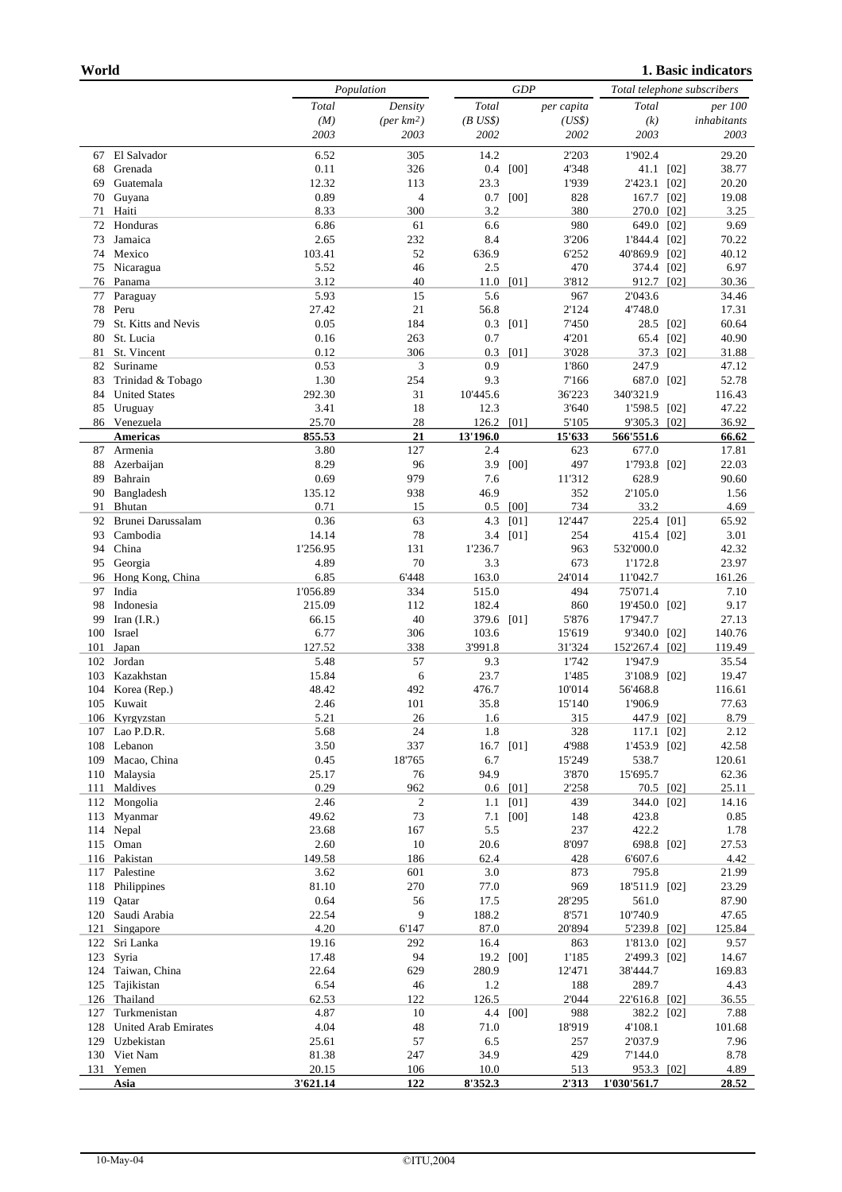**World** **1. Basic indicators**

| | | Population | | GDP | | | Total telephone subscribers | | |
|---|---|---|---|---|---|---|---|---|---|
| | | Total | Density | Total | | per capita | Total | | per 100 |
| | | (M) | (per km²) | (B US$) | | (US$) | (k) | | inhabitants |
| | | 2003 | 2003 | 2002 | | 2002 | 2003 | | 2003 |
| 67 | El Salvador | 6.52 | 305 | 14.2 | | 2'203 | 1'902.4 | | 29.20 |
| 68 | Grenada | 0.11 | 326 | 0.4 | [00] | 4'348 | 41.1 | [02] | 38.77 |
| 69 | Guatemala | 12.32 | 113 | 23.3 | | 1'939 | 2'423.1 | [02] | 20.20 |
| 70 | Guyana | 0.89 | 4 | 0.7 | [00] | 828 | 167.7 | [02] | 19.08 |
| 71 | Haiti | 8.33 | 300 | 3.2 | | 380 | 270.0 | [02] | 3.25 |
| 72 | Honduras | 6.86 | 61 | 6.6 | | 980 | 649.0 | [02] | 9.69 |
| 73 | Jamaica | 2.65 | 232 | 8.4 | | 3'206 | 1'844.4 | [02] | 70.22 |
| 74 | Mexico | 103.41 | 52 | 636.9 | | 6'252 | 40'869.9 | [02] | 40.12 |
| 75 | Nicaragua | 5.52 | 46 | 2.5 | | 470 | 374.4 | [02] | 6.97 |
| 76 | Panama | 3.12 | 40 | 11.0 | [01] | 3'812 | 912.7 | [02] | 30.36 |
| 77 | Paraguay | 5.93 | 15 | 5.6 | | 967 | 2'043.6 | | 34.46 |
| 78 | Peru | 27.42 | 21 | 56.8 | | 2'124 | 4'748.0 | | 17.31 |
| 79 | St. Kitts and Nevis | 0.05 | 184 | 0.3 | [01] | 7'450 | 28.5 | [02] | 60.64 |
| 80 | St. Lucia | 0.16 | 263 | 0.7 | | 4'201 | 65.4 | [02] | 40.90 |
| 81 | St. Vincent | 0.12 | 306 | 0.3 | [01] | 3'028 | 37.3 | [02] | 31.88 |
| 82 | Suriname | 0.53 | 3 | 0.9 | | 1'860 | 247.9 | | 47.12 |
| 83 | Trinidad & Tobago | 1.30 | 254 | 9.3 | | 7'166 | 687.0 | [02] | 52.78 |
| 84 | United States | 292.30 | 31 | 10'445.6 | | 36'223 | 340'321.9 | | 116.43 |
| 85 | Uruguay | 3.41 | 18 | 12.3 | | 3'640 | 1'598.5 | [02] | 47.22 |
| 86 | Venezuela | 25.70 | 28 | 126.2 | [01] | 5'105 | 9'305.3 | [02] | 36.92 |
| | **Americas** | **855.53** | **21** | **13'196.0** | | **15'633** | **566'551.6** | | **66.62** |
| 87 | Armenia | 3.80 | 127 | 2.4 | | 623 | 677.0 | | 17.81 |
| 88 | Azerbaijan | 8.29 | 96 | 3.9 | [00] | 497 | 1'793.8 | [02] | 22.03 |
| 89 | Bahrain | 0.69 | 979 | 7.6 | | 11'312 | 628.9 | | 90.60 |
| 90 | Bangladesh | 135.12 | 938 | 46.9 | | 352 | 2'105.0 | | 1.56 |
| 91 | Bhutan | 0.71 | 15 | 0.5 | [00] | 734 | 33.2 | | 4.69 |
| 92 | Brunei Darussalam | 0.36 | 63 | 4.3 | [01] | 12'447 | 225.4 | [01] | 65.92 |
| 93 | Cambodia | 14.14 | 78 | 3.4 | [01] | 254 | 415.4 | [02] | 3.01 |
| 94 | China | 1'256.95 | 131 | 1'236.7 | | 963 | 532'000.0 | | 42.32 |
| 95 | Georgia | 4.89 | 70 | 3.3 | | 673 | 1'172.8 | | 23.97 |
| 96 | Hong Kong, China | 6.85 | 6'448 | 163.0 | | 24'014 | 11'042.7 | | 161.26 |
| 97 | India | 1'056.89 | 334 | 515.0 | | 494 | 75'071.4 | | 7.10 |
| 98 | Indonesia | 215.09 | 112 | 182.4 | | 860 | 19'450.0 | [02] | 9.17 |
| 99 | Iran (I.R.) | 66.15 | 40 | 379.6 | [01] | 5'876 | 17'947.7 | | 27.13 |
| 100 | Israel | 6.77 | 306 | 103.6 | | 15'619 | 9'340.0 | [02] | 140.76 |
| 101 | Japan | 127.52 | 338 | 3'991.8 | | 31'324 | 152'267.4 | [02] | 119.49 |
| 102 | Jordan | 5.48 | 57 | 9.3 | | 1'742 | 1'947.9 | | 35.54 |
| 103 | Kazakhstan | 15.84 | 6 | 23.7 | | 1'485 | 3'108.9 | [02] | 19.47 |
| 104 | Korea (Rep.) | 48.42 | 492 | 476.7 | | 10'014 | 56'468.8 | | 116.61 |
| 105 | Kuwait | 2.46 | 101 | 35.8 | | 15'140 | 1'906.9 | | 77.63 |
| 106 | Kyrgyzstan | 5.21 | 26 | 1.6 | | 315 | 447.9 | [02] | 8.79 |
| 107 | Lao P.D.R. | 5.68 | 24 | 1.8 | | 328 | 117.1 | [02] | 2.12 |
| 108 | Lebanon | 3.50 | 337 | 16.7 | [01] | 4'988 | 1'453.9 | [02] | 42.58 |
| 109 | Macao, China | 0.45 | 18'765 | 6.7 | | 15'249 | 538.7 | | 120.61 |
| 110 | Malaysia | 25.17 | 76 | 94.9 | | 3'870 | 15'695.7 | | 62.36 |
| 111 | Maldives | 0.29 | 962 | 0.6 | [01] | 2'258 | 70.5 | [02] | 25.11 |
| 112 | Mongolia | 2.46 | 2 | 1.1 | [01] | 439 | 344.0 | [02] | 14.16 |
| 113 | Myanmar | 49.62 | 73 | 7.1 | [00] | 148 | 423.8 | | 0.85 |
| 114 | Nepal | 23.68 | 167 | 5.5 | | 237 | 422.2 | | 1.78 |
| 115 | Oman | 2.60 | 10 | 20.6 | | 8'097 | 698.8 | [02] | 27.53 |
| 116 | Pakistan | 149.58 | 186 | 62.4 | | 428 | 6'607.6 | | 4.42 |
| 117 | Palestine | 3.62 | 601 | 3.0 | | 873 | 795.8 | | 21.99 |
| 118 | Philippines | 81.10 | 270 | 77.0 | | 969 | 18'511.9 | [02] | 23.29 |
| 119 | Qatar | 0.64 | 56 | 17.5 | | 28'295 | 561.0 | | 87.90 |
| 120 | Saudi Arabia | 22.54 | 9 | 188.2 | | 8'571 | 10'740.9 | | 47.65 |
| 121 | Singapore | 4.20 | 6'147 | 87.0 | | 20'894 | 5'239.8 | [02] | 125.84 |
| 122 | Sri Lanka | 19.16 | 292 | 16.4 | | 863 | 1'813.0 | [02] | 9.57 |
| 123 | Syria | 17.48 | 94 | 19.2 | [00] | 1'185 | 2'499.3 | [02] | 14.67 |
| 124 | Taiwan, China | 22.64 | 629 | 280.9 | | 12'471 | 38'444.7 | | 169.83 |
| 125 | Tajikistan | 6.54 | 46 | 1.2 | | 188 | 289.7 | | 4.43 |
| 126 | Thailand | 62.53 | 122 | 126.5 | | 2'044 | 22'616.8 | [02] | 36.55 |
| 127 | Turkmenistan | 4.87 | 10 | 4.4 | [00] | 988 | 382.2 | [02] | 7.88 |
| 128 | United Arab Emirates | 4.04 | 48 | 71.0 | | 18'919 | 4'108.1 | | 101.68 |
| 129 | Uzbekistan | 25.61 | 57 | 6.5 | | 257 | 2'037.9 | | 7.96 |
| 130 | Viet Nam | 81.38 | 247 | 34.9 | | 429 | 7'144.0 | | 8.78 |
| 131 | Yemen | 20.15 | 106 | 10.0 | | 513 | 953.3 | [02] | 4.89 |
| | **Asia** | **3'621.14** | **122** | **8'352.3** | | **2'313** | **1'030'561.7** | | **28.52** |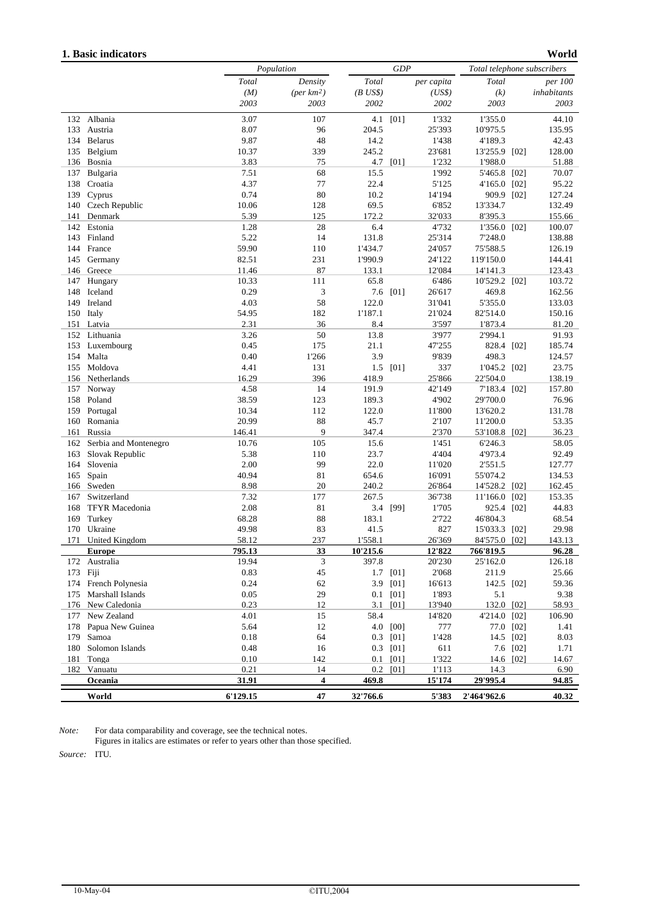## 1. Basic indicators

**World**

| | | Population | | GDP | | | Total telephone subscribers | | |
|---|---|---|---|---|---|---|---|---|---|
| | | Total | Density | Total | | per capita | Total | | per 100 |
| | | (M) | (per km²) | (B US$) | | (US$) | (k) | | inhabitants |
| | | 2003 | 2003 | 2002 | | 2002 | 2003 | | 2003 |
| 132 | Albania | 3.07 | 107 | 4.1 | [01] | 1'332 | 1'355.0 | | 44.10 |
| 133 | Austria | 8.07 | 96 | 204.5 | | 25'393 | 10'975.5 | | 135.95 |
| 134 | Belarus | 9.87 | 48 | 14.2 | | 1'438 | 4'189.3 | | 42.43 |
| 135 | Belgium | 10.37 | 339 | 245.2 | | 23'681 | 13'255.9 | [02] | 128.00 |
| 136 | Bosnia | 3.83 | 75 | 4.7 | [01] | 1'232 | 1'988.0 | | 51.88 |
| 137 | Bulgaria | 7.51 | 68 | 15.5 | | 1'992 | 5'465.8 | [02] | 70.07 |
| 138 | Croatia | 4.37 | 77 | 22.4 | | 5'125 | 4'165.0 | [02] | 95.22 |
| 139 | Cyprus | 0.74 | 80 | 10.2 | | 14'194 | 909.9 | [02] | 127.24 |
| 140 | Czech Republic | 10.06 | 128 | 69.5 | | 6'852 | 13'334.7 | | 132.49 |
| 141 | Denmark | 5.39 | 125 | 172.2 | | 32'033 | 8'395.3 | | 155.66 |
| 142 | Estonia | 1.28 | 28 | 6.4 | | 4'732 | 1'356.0 | [02] | 100.07 |
| 143 | Finland | 5.22 | 14 | 131.8 | | 25'314 | 7'248.0 | | 138.88 |
| 144 | France | 59.90 | 110 | 1'434.7 | | 24'057 | 75'588.5 | | 126.19 |
| 145 | Germany | 82.51 | 231 | 1'990.9 | | 24'122 | 119'150.0 | | 144.41 |
| 146 | Greece | 11.46 | 87 | 133.1 | | 12'084 | 14'141.3 | | 123.43 |
| 147 | Hungary | 10.33 | 111 | 65.8 | | 6'486 | 10'529.2 | [02] | 103.72 |
| 148 | Iceland | 0.29 | 3 | 7.6 | [01] | 26'617 | 469.8 | | 162.56 |
| 149 | Ireland | 4.03 | 58 | 122.0 | | 31'041 | 5'355.0 | | 133.03 |
| 150 | Italy | 54.95 | 182 | 1'187.1 | | 21'024 | 82'514.0 | | 150.16 |
| 151 | Latvia | 2.31 | 36 | 8.4 | | 3'597 | 1'873.4 | | 81.20 |
| 152 | Lithuania | 3.26 | 50 | 13.8 | | 3'977 | 2'994.1 | | 91.93 |
| 153 | Luxembourg | 0.45 | 175 | 21.1 | | 47'255 | 828.4 | [02] | 185.74 |
| 154 | Malta | 0.40 | 1'266 | 3.9 | | 9'839 | 498.3 | | 124.57 |
| 155 | Moldova | 4.41 | 131 | 1.5 | [01] | 337 | 1'045.2 | [02] | 23.75 |
| 156 | Netherlands | 16.29 | 396 | 418.9 | | 25'866 | 22'504.0 | | 138.19 |
| 157 | Norway | 4.58 | 14 | 191.9 | | 42'149 | 7'183.4 | [02] | 157.80 |
| 158 | Poland | 38.59 | 123 | 189.3 | | 4'902 | 29'700.0 | | 76.96 |
| 159 | Portugal | 10.34 | 112 | 122.0 | | 11'800 | 13'620.2 | | 131.78 |
| 160 | Romania | 20.99 | 88 | 45.7 | | 2'107 | 11'200.0 | | 53.35 |
| 161 | Russia | 146.41 | 9 | 347.4 | | 2'370 | 53'108.8 | [02] | 36.23 |
| 162 | Serbia and Montenegro | 10.76 | 105 | 15.6 | | 1'451 | 6'246.3 | | 58.05 |
| 163 | Slovak Republic | 5.38 | 110 | 23.7 | | 4'404 | 4'973.4 | | 92.49 |
| 164 | Slovenia | 2.00 | 99 | 22.0 | | 11'020 | 2'551.5 | | 127.77 |
| 165 | Spain | 40.94 | 81 | 654.6 | | 16'091 | 55'074.2 | | 134.53 |
| 166 | Sweden | 8.98 | 20 | 240.2 | | 26'864 | 14'528.2 | [02] | 162.45 |
| 167 | Switzerland | 7.32 | 177 | 267.5 | | 36'738 | 11'166.0 | [02] | 153.35 |
| 168 | TFYR Macedonia | 2.08 | 81 | 3.4 | [99] | 1'705 | 925.4 | [02] | 44.83 |
| 169 | Turkey | 68.28 | 88 | 183.1 | | 2'722 | 46'804.3 | | 68.54 |
| 170 | Ukraine | 49.98 | 83 | 41.5 | | 827 | 15'033.3 | [02] | 29.98 |
| 171 | United Kingdom | 58.12 | 237 | 1'558.1 | | 26'369 | 84'575.0 | [02] | 143.13 |
| | **Europe** | **795.13** | **33** | **10'215.6** | | **12'822** | **766'819.5** | | **96.28** |
| 172 | Australia | 19.94 | 3 | 397.8 | | 20'230 | 25'162.0 | | 126.18 |
| 173 | Fiji | 0.83 | 45 | 1.7 | [01] | 2'068 | 211.9 | | 25.66 |
| 174 | French Polynesia | 0.24 | 62 | 3.9 | [01] | 16'613 | 142.5 | [02] | 59.36 |
| 175 | Marshall Islands | 0.05 | 29 | 0.1 | [01] | 1'893 | 5.1 | | 9.38 |
| 176 | New Caledonia | 0.23 | 12 | 3.1 | [01] | 13'940 | 132.0 | [02] | 58.93 |
| 177 | New Zealand | 4.01 | 15 | 58.4 | | 14'820 | 4'214.0 | [02] | 106.90 |
| 178 | Papua New Guinea | 5.64 | 12 | 4.0 | [00] | 777 | 77.0 | [02] | 1.41 |
| 179 | Samoa | 0.18 | 64 | 0.3 | [01] | 1'428 | 14.5 | [02] | 8.03 |
| 180 | Solomon Islands | 0.48 | 16 | 0.3 | [01] | 611 | 7.6 | [02] | 1.71 |
| 181 | Tonga | 0.10 | 142 | 0.1 | [01] | 1'322 | 14.6 | [02] | 14.67 |
| 182 | Vanuatu | 0.21 | 14 | 0.2 | [01] | 1'113 | 14.3 | | 6.90 |
| | **Oceania** | **31.91** | **4** | **469.8** | | **15'174** | **29'995.4** | | **94.85** |
| | **World** | **6'129.15** | **47** | **32'766.6** | | **5'383** | **2'464'962.6** | | **40.32** |

*Note:* For data comparability and coverage, see the technical notes.
Figures in italics are estimates or refer to years other than those specified.

*Source:* ITU.